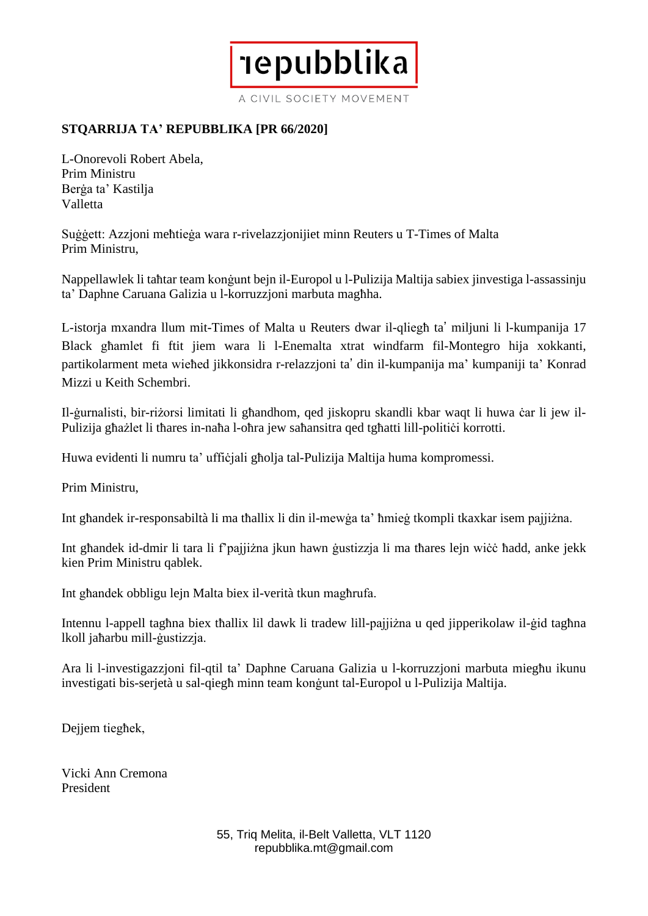# STQARRIJA TA' REPUBBLIKA [PR 66/2020]

L-Onorevoli Robert Abela,
Prim Ministru
Berġa ta' Kastilja
Valletta

Suġġett: Azzjoni meħtieġa wara r-rivelazzjonijiet minn Reuters u T-Times of Malta
Prim Ministru,

Nappellawlek li taħtar team konġunt bejn il-Europol u l-Pulizija Maltija sabiex jinvestiga l-assassinju ta' Daphne Caruana Galizia u l-korruzzjoni marbuta magħha.

L-istorja mxandra llum mit-Times of Malta u Reuters dwar il-qligħ taʾ miljuni li l-kumpanija 17 Black għamlet fi ftit jiem wara li l-Enemalta xtrat windfarm fil-Montegro hija xokkanti, partikolarment meta wieħed jikkonsidra r-relazzjoni taʾ din il-kumpanija ma' kumpaniji ta' Konrad Mizzi u Keith Schembri.

Il-ġurnalisti, bir-riżorsi limitati li għandhom, qed jiskopru skandli kbar waqt li huwa ċar li jew il-Pulizija għażlet li tħares in-naħa l-oħra jew saħansitra qed tgħatti lill-politiċi korrotti.

Huwa evidenti li numru ta' uffiċjali għolja tal-Pulizija Maltija huma kompromessi.

Prim Ministru,

Int għandek ir-responsabiltà li ma tħallix li din il-mewġa ta' ħmieġ tkompli tkaxkar isem pajjiżna.

Int għandek id-dmir li tara li f'pajjiżna jkun hawn ġustizzja li ma tħares lejn wiċċ ħadd, anke jekk kien Prim Ministru qablek.

Int għandek obbligu lejn Malta biex il-verità tkun magħrufa.

Intennu l-appell tagħna biex tħallix lil dawk li tradew lill-pajjiżna u qed jipperikolaw il-ġid tagħna lkoll jaħarbu mill-ġustizzja.

Ara li l-investigazzjoni fil-qtil ta' Daphne Caruana Galizia u l-korruzzjoni marbuta miegħu ikunu investigati bis-serjetà u sal-qiegħ minn team konġunt tal-Europol u l-Pulizija Maltija.

Dejjem tiegħek,

Vicki Ann Cremona
President

55, Triq Melita, il-Belt Valletta, VLT 1120
repubblika.mt@gmail.com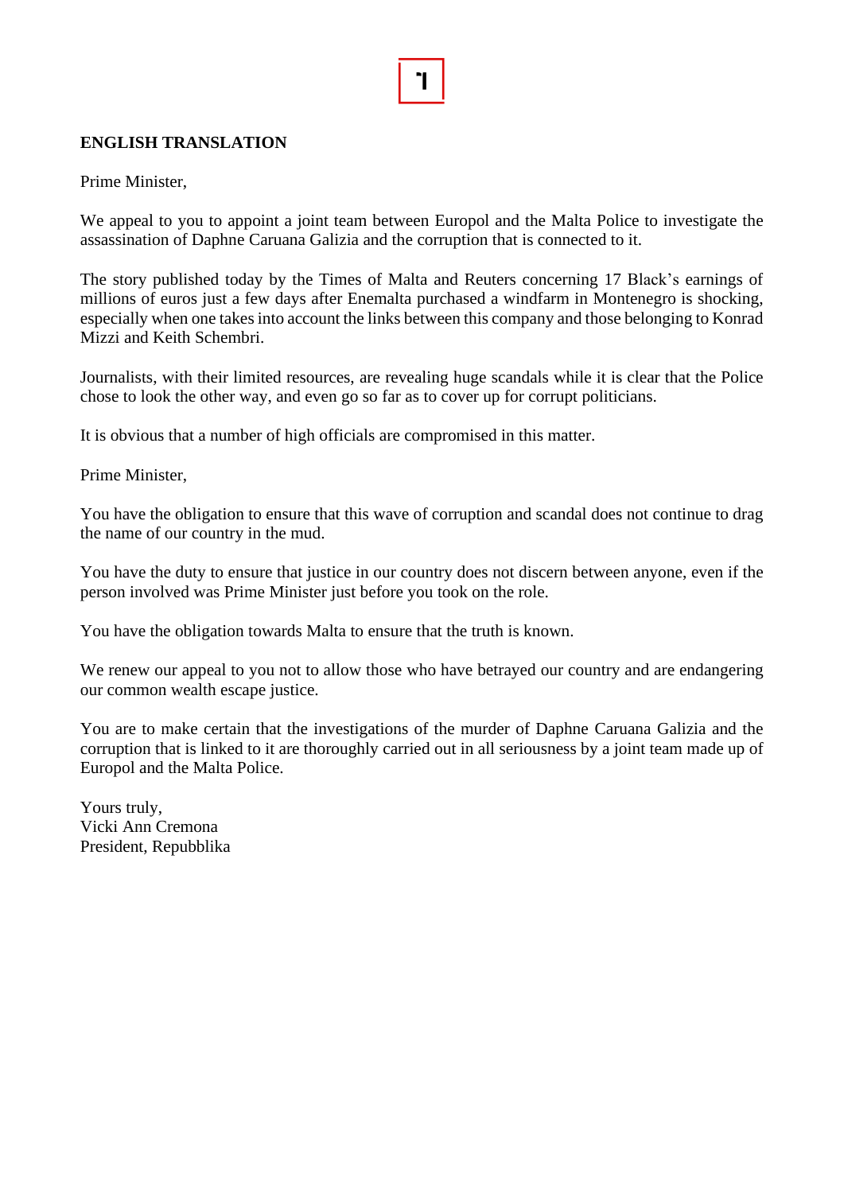**ENGLISH TRANSLATION**

Prime Minister,

We appeal to you to appoint a joint team between Europol and the Malta Police to investigate the assassination of Daphne Caruana Galizia and the corruption that is connected to it.

The story published today by the Times of Malta and Reuters concerning 17 Black's earnings of millions of euros just a few days after Enemalta purchased a windfarm in Montenegro is shocking, especially when one takes into account the links between this company and those belonging to Konrad Mizzi and Keith Schembri.

Journalists, with their limited resources, are revealing huge scandals while it is clear that the Police chose to look the other way, and even go so far as to cover up for corrupt politicians.

It is obvious that a number of high officials are compromised in this matter.

Prime Minister,

You have the obligation to ensure that this wave of corruption and scandal does not continue to drag the name of our country in the mud.

You have the duty to ensure that justice in our country does not discern between anyone, even if the person involved was Prime Minister just before you took on the role.

You have the obligation towards Malta to ensure that the truth is known.

We renew our appeal to you not to allow those who have betrayed our country and are endangering our common wealth escape justice.

You are to make certain that the investigations of the murder of Daphne Caruana Galizia and the corruption that is linked to it are thoroughly carried out in all seriousness by a joint team made up of Europol and the Malta Police.

Yours truly,
Vicki Ann Cremona
President, Repubblika